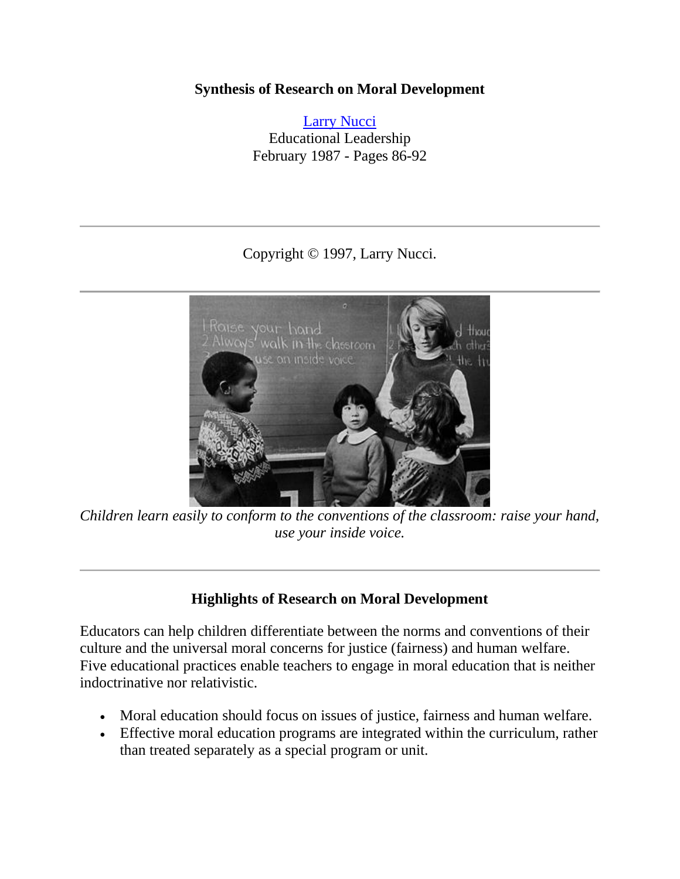**Synthesis of Research on Moral Development**

Larry Nucci
Educational Leadership
February 1987 - Pages 86-92

---

Copyright © 1997, Larry Nucci.

---

*Children learn easily to conform to the conventions of the classroom: raise your hand, use your inside voice.*

---

**Highlights of Research on Moral Development**

Educators can help children differentiate between the norms and conventions of their culture and the universal moral concerns for justice (fairness) and human welfare. Five educational practices enable teachers to engage in moral education that is neither indoctrinative nor relativistic.

- Moral education should focus on issues of justice, fairness and human welfare.
- Effective moral education programs are integrated within the curriculum, rather than treated separately as a special program or unit.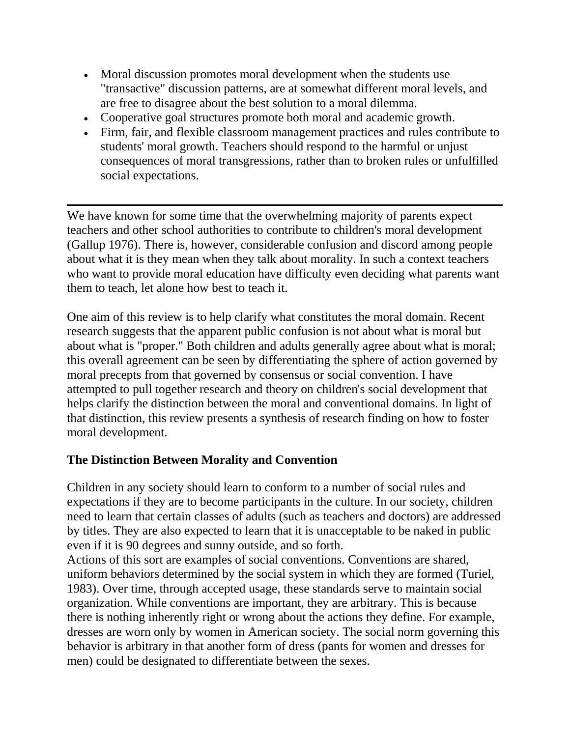- Moral discussion promotes moral development when the students use "transactive" discussion patterns, are at somewhat different moral levels, and are free to disagree about the best solution to a moral dilemma.
- Cooperative goal structures promote both moral and academic growth.
- Firm, fair, and flexible classroom management practices and rules contribute to students' moral growth. Teachers should respond to the harmful or unjust consequences of moral transgressions, rather than to broken rules or unfulfilled social expectations.

---

We have known for some time that the overwhelming majority of parents expect teachers and other school authorities to contribute to children's moral development (Gallup 1976). There is, however, considerable confusion and discord among people about what it is they mean when they talk about morality. In such a context teachers who want to provide moral education have difficulty even deciding what parents want them to teach, let alone how best to teach it.

One aim of this review is to help clarify what constitutes the moral domain. Recent research suggests that the apparent public confusion is not about what is moral but about what is "proper." Both children and adults generally agree about what is moral; this overall agreement can be seen by differentiating the sphere of action governed by moral precepts from that governed by consensus or social convention. I have attempted to pull together research and theory on children's social development that helps clarify the distinction between the moral and conventional domains. In light of that distinction, this review presents a synthesis of research finding on how to foster moral development.

**The Distinction Between Morality and Convention**

Children in any society should learn to conform to a number of social rules and expectations if they are to become participants in the culture. In our society, children need to learn that certain classes of adults (such as teachers and doctors) are addressed by titles. They are also expected to learn that it is unacceptable to be naked in public even if it is 90 degrees and sunny outside, and so forth.
Actions of this sort are examples of social conventions. Conventions are shared, uniform behaviors determined by the social system in which they are formed (Turiel, 1983). Over time, through accepted usage, these standards serve to maintain social organization. While conventions are important, they are arbitrary. This is because there is nothing inherently right or wrong about the actions they define. For example, dresses are worn only by women in American society. The social norm governing this behavior is arbitrary in that another form of dress (pants for women and dresses for men) could be designated to differentiate between the sexes.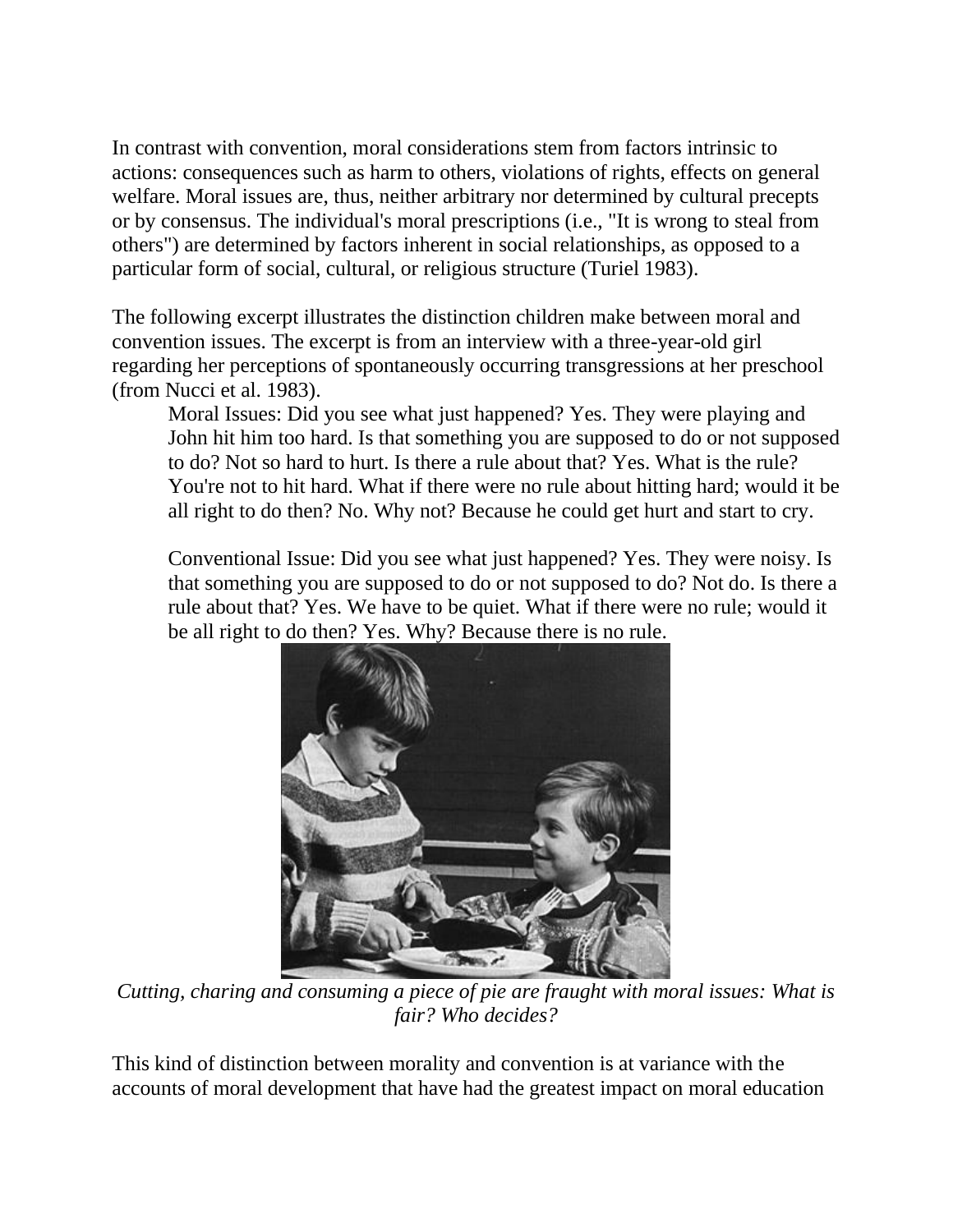In contrast with convention, moral considerations stem from factors intrinsic to actions: consequences such as harm to others, violations of rights, effects on general welfare. Moral issues are, thus, neither arbitrary nor determined by cultural precepts or by consensus. The individual's moral prescriptions (i.e., "It is wrong to steal from others") are determined by factors inherent in social relationships, as opposed to a particular form of social, cultural, or religious structure (Turiel 1983).

The following excerpt illustrates the distinction children make between moral and convention issues. The excerpt is from an interview with a three-year-old girl regarding her perceptions of spontaneously occurring transgressions at her preschool (from Nucci et al. 1983).

> Moral Issues: Did you see what just happened? Yes. They were playing and John hit him too hard. Is that something you are supposed to do or not supposed to do? Not so hard to hurt. Is there a rule about that? Yes. What is the rule? You're not to hit hard. What if there were no rule about hitting hard; would it be all right to do then? No. Why not? Because he could get hurt and start to cry.
>
> Conventional Issue: Did you see what just happened? Yes. They were noisy. Is that something you are supposed to do or not supposed to do? Not do. Is there a rule about that? Yes. We have to be quiet. What if there were no rule; would it be all right to do then? Yes. Why? Because there is no rule.

*Cutting, charing and consuming a piece of pie are fraught with moral issues: What is fair? Who decides?*

This kind of distinction between morality and convention is at variance with the accounts of moral development that have had the greatest impact on moral education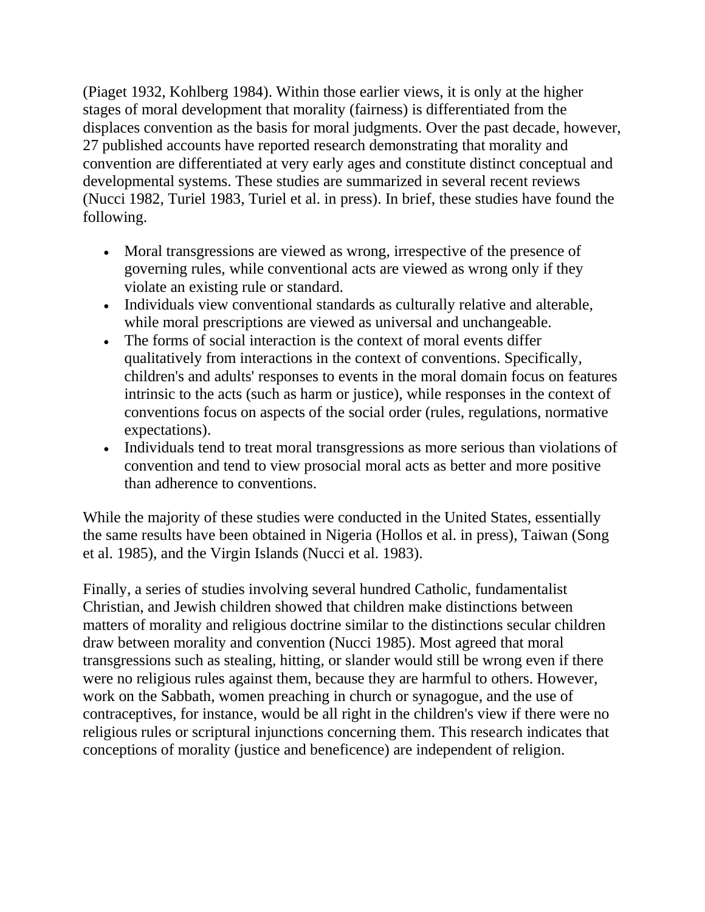(Piaget 1932, Kohlberg 1984). Within those earlier views, it is only at the higher stages of moral development that morality (fairness) is differentiated from the displaces convention as the basis for moral judgments. Over the past decade, however, 27 published accounts have reported research demonstrating that morality and convention are differentiated at very early ages and constitute distinct conceptual and developmental systems. These studies are summarized in several recent reviews (Nucci 1982, Turiel 1983, Turiel et al. in press). In brief, these studies have found the following.

- Moral transgressions are viewed as wrong, irrespective of the presence of governing rules, while conventional acts are viewed as wrong only if they violate an existing rule or standard.
- Individuals view conventional standards as culturally relative and alterable, while moral prescriptions are viewed as universal and unchangeable.
- The forms of social interaction is the context of moral events differ qualitatively from interactions in the context of conventions. Specifically, children's and adults' responses to events in the moral domain focus on features intrinsic to the acts (such as harm or justice), while responses in the context of conventions focus on aspects of the social order (rules, regulations, normative expectations).
- Individuals tend to treat moral transgressions as more serious than violations of convention and tend to view prosocial moral acts as better and more positive than adherence to conventions.

While the majority of these studies were conducted in the United States, essentially the same results have been obtained in Nigeria (Hollos et al. in press), Taiwan (Song et al. 1985), and the Virgin Islands (Nucci et al. 1983).

Finally, a series of studies involving several hundred Catholic, fundamentalist Christian, and Jewish children showed that children make distinctions between matters of morality and religious doctrine similar to the distinctions secular children draw between morality and convention (Nucci 1985). Most agreed that moral transgressions such as stealing, hitting, or slander would still be wrong even if there were no religious rules against them, because they are harmful to others. However, work on the Sabbath, women preaching in church or synagogue, and the use of contraceptives, for instance, would be all right in the children's view if there were no religious rules or scriptural injunctions concerning them. This research indicates that conceptions of morality (justice and beneficence) are independent of religion.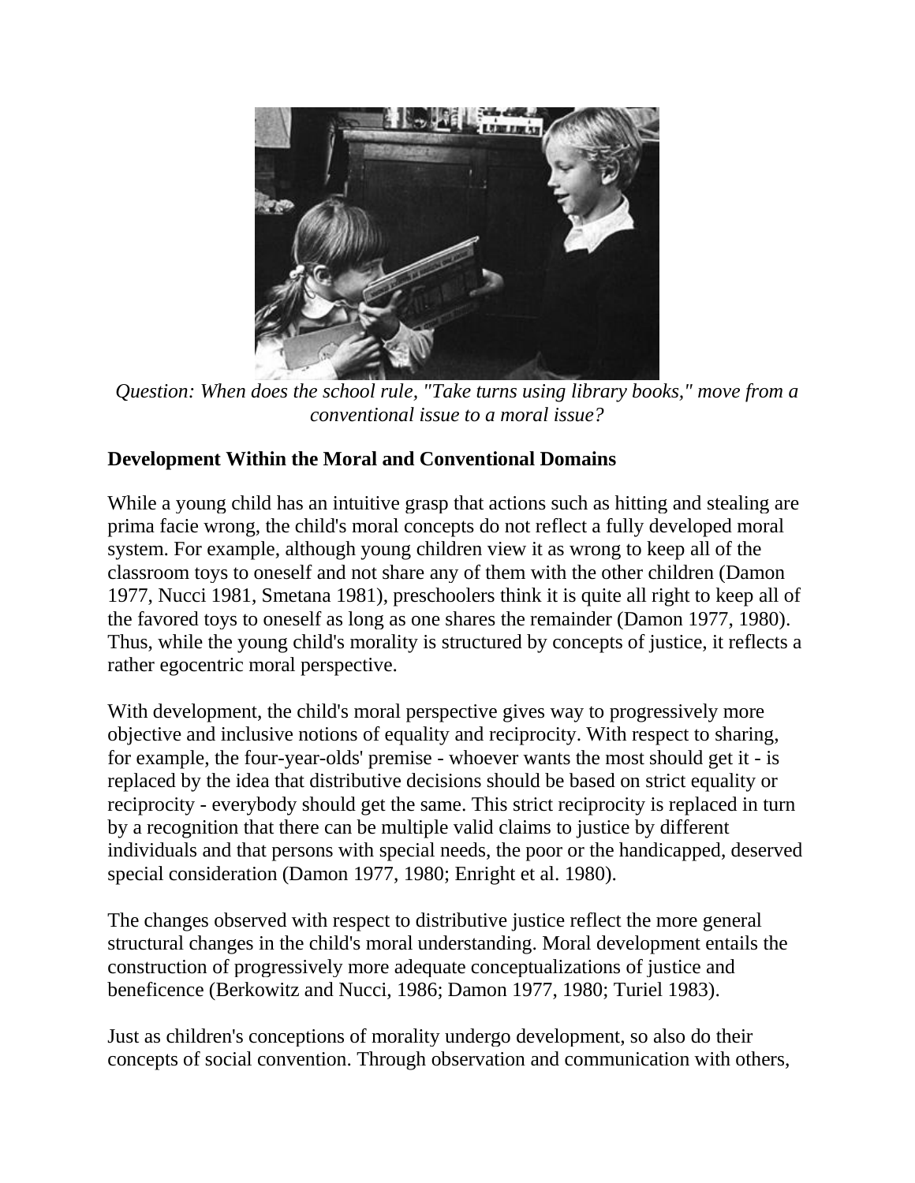*Question: When does the school rule, "Take turns using library books," move from a conventional issue to a moral issue?*

**Development Within the Moral and Conventional Domains**

While a young child has an intuitive grasp that actions such as hitting and stealing are prima facie wrong, the child's moral concepts do not reflect a fully developed moral system. For example, although young children view it as wrong to keep all of the classroom toys to oneself and not share any of them with the other children (Damon 1977, Nucci 1981, Smetana 1981), preschoolers think it is quite all right to keep all of the favored toys to oneself as long as one shares the remainder (Damon 1977, 1980). Thus, while the young child's morality is structured by concepts of justice, it reflects a rather egocentric moral perspective.

With development, the child's moral perspective gives way to progressively more objective and inclusive notions of equality and reciprocity. With respect to sharing, for example, the four-year-olds' premise - whoever wants the most should get it - is replaced by the idea that distributive decisions should be based on strict equality or reciprocity - everybody should get the same. This strict reciprocity is replaced in turn by a recognition that there can be multiple valid claims to justice by different individuals and that persons with special needs, the poor or the handicapped, deserved special consideration (Damon 1977, 1980; Enright et al. 1980).

The changes observed with respect to distributive justice reflect the more general structural changes in the child's moral understanding. Moral development entails the construction of progressively more adequate conceptualizations of justice and beneficence (Berkowitz and Nucci, 1986; Damon 1977, 1980; Turiel 1983).

Just as children's conceptions of morality undergo development, so also do their concepts of social convention. Through observation and communication with others,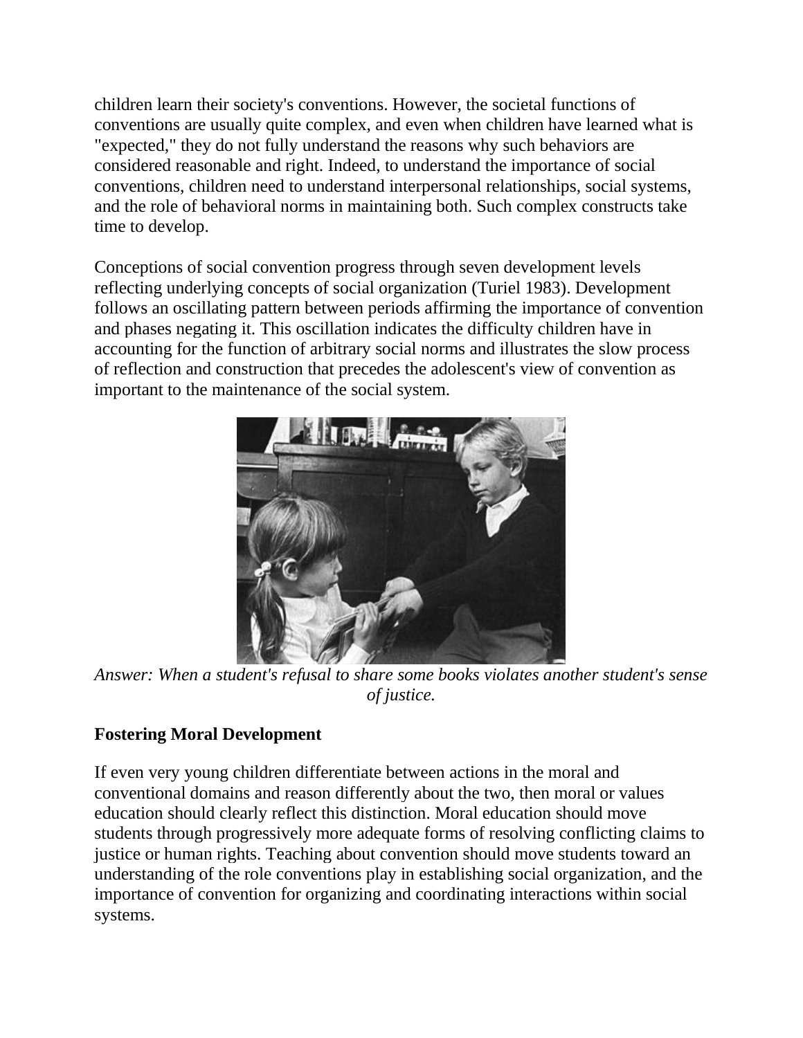children learn their society's conventions. However, the societal functions of conventions are usually quite complex, and even when children have learned what is "expected," they do not fully understand the reasons why such behaviors are considered reasonable and right. Indeed, to understand the importance of social conventions, children need to understand interpersonal relationships, social systems, and the role of behavioral norms in maintaining both. Such complex constructs take time to develop.

Conceptions of social convention progress through seven development levels reflecting underlying concepts of social organization (Turiel 1983). Development follows an oscillating pattern between periods affirming the importance of convention and phases negating it. This oscillation indicates the difficulty children have in accounting for the function of arbitrary social norms and illustrates the slow process of reflection and construction that precedes the adolescent's view of convention as important to the maintenance of the social system.

*Answer: When a student's refusal to share some books violates another student's sense of justice.*

**Fostering Moral Development**

If even very young children differentiate between actions in the moral and conventional domains and reason differently about the two, then moral or values education should clearly reflect this distinction. Moral education should move students through progressively more adequate forms of resolving conflicting claims to justice or human rights. Teaching about convention should move students toward an understanding of the role conventions play in establishing social organization, and the importance of convention for organizing and coordinating interactions within social systems.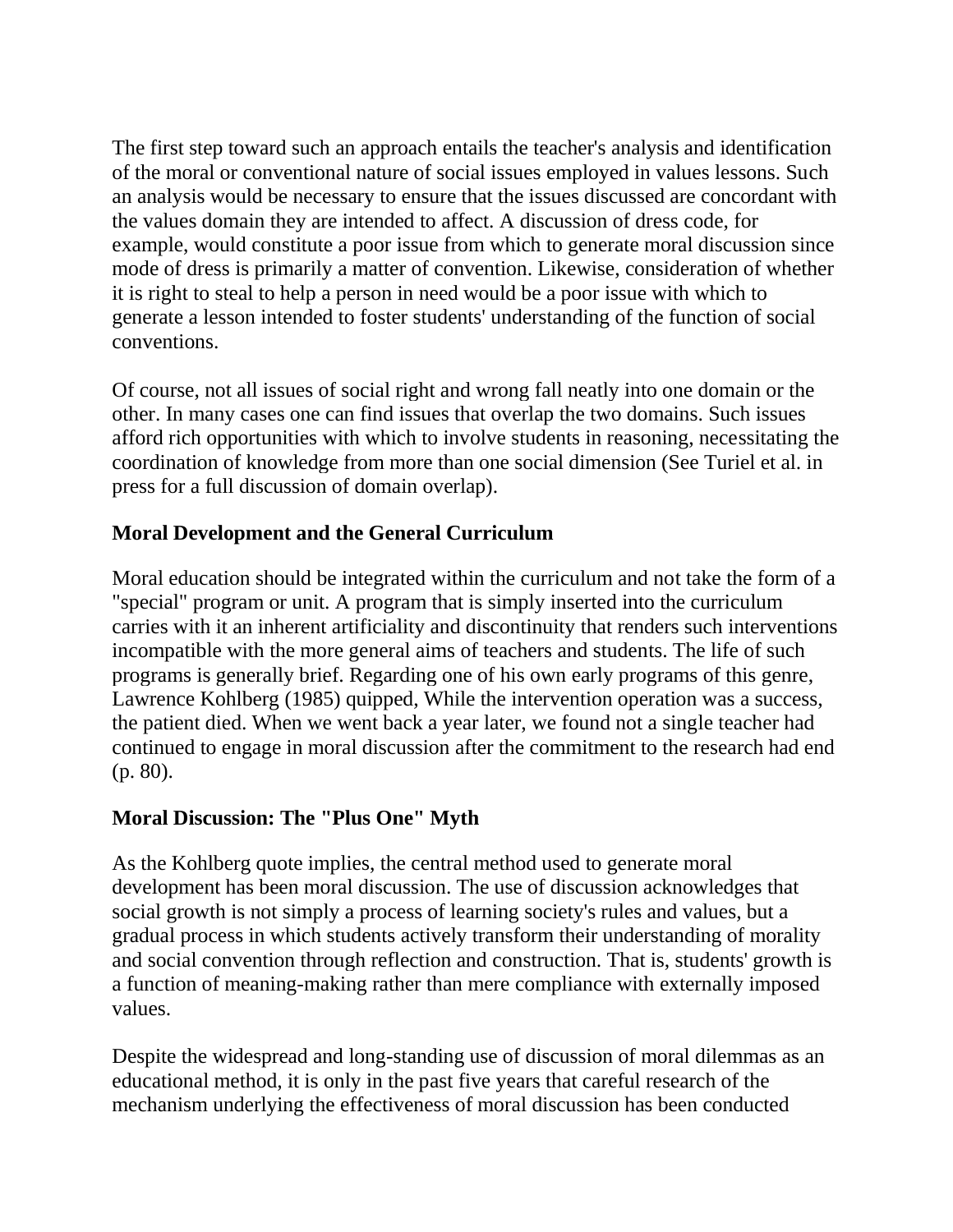The first step toward such an approach entails the teacher's analysis and identification of the moral or conventional nature of social issues employed in values lessons. Such an analysis would be necessary to ensure that the issues discussed are concordant with the values domain they are intended to affect. A discussion of dress code, for example, would constitute a poor issue from which to generate moral discussion since mode of dress is primarily a matter of convention. Likewise, consideration of whether it is right to steal to help a person in need would be a poor issue with which to generate a lesson intended to foster students' understanding of the function of social conventions.

Of course, not all issues of social right and wrong fall neatly into one domain or the other. In many cases one can find issues that overlap the two domains. Such issues afford rich opportunities with which to involve students in reasoning, necessitating the coordination of knowledge from more than one social dimension (See Turiel et al. in press for a full discussion of domain overlap).

**Moral Development and the General Curriculum**

Moral education should be integrated within the curriculum and not take the form of a "special" program or unit. A program that is simply inserted into the curriculum carries with it an inherent artificiality and discontinuity that renders such interventions incompatible with the more general aims of teachers and students. The life of such programs is generally brief. Regarding one of his own early programs of this genre, Lawrence Kohlberg (1985) quipped, While the intervention operation was a success, the patient died. When we went back a year later, we found not a single teacher had continued to engage in moral discussion after the commitment to the research had end (p. 80).

**Moral Discussion: The "Plus One" Myth**

As the Kohlberg quote implies, the central method used to generate moral development has been moral discussion. The use of discussion acknowledges that social growth is not simply a process of learning society's rules and values, but a gradual process in which students actively transform their understanding of morality and social convention through reflection and construction. That is, students' growth is a function of meaning-making rather than mere compliance with externally imposed values.

Despite the widespread and long-standing use of discussion of moral dilemmas as an educational method, it is only in the past five years that careful research of the mechanism underlying the effectiveness of moral discussion has been conducted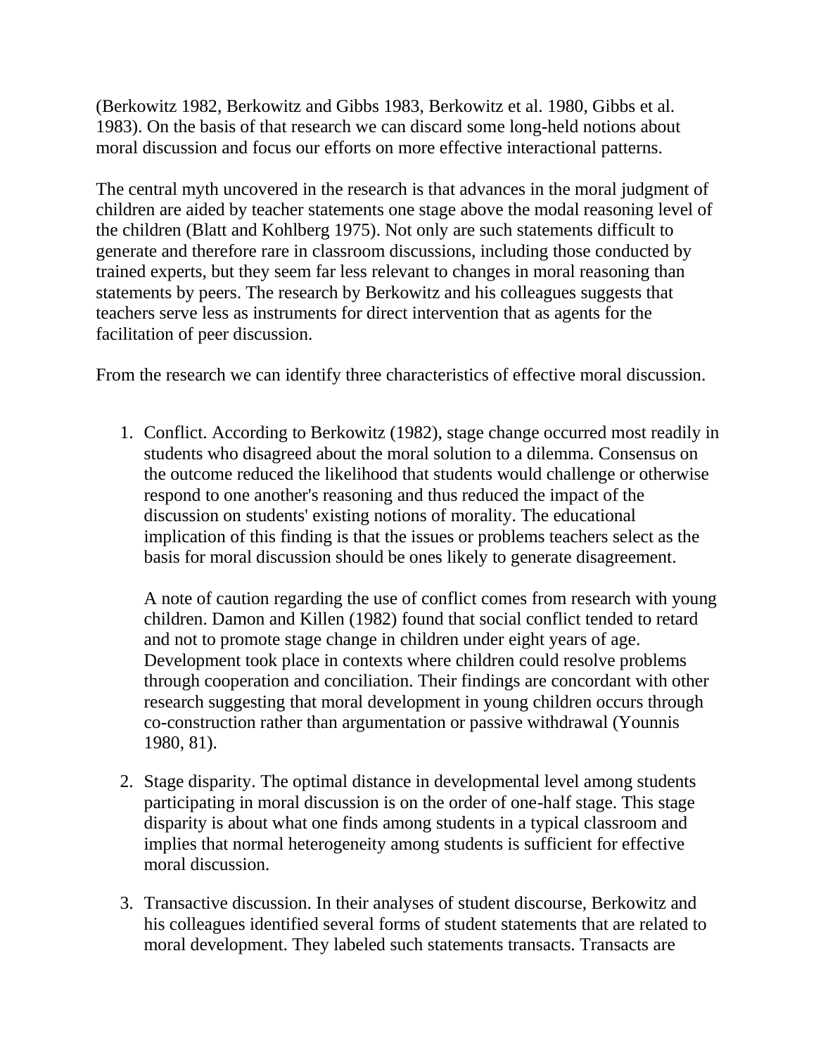(Berkowitz 1982, Berkowitz and Gibbs 1983, Berkowitz et al. 1980, Gibbs et al. 1983). On the basis of that research we can discard some long-held notions about moral discussion and focus our efforts on more effective interactional patterns.

The central myth uncovered in the research is that advances in the moral judgment of children are aided by teacher statements one stage above the modal reasoning level of the children (Blatt and Kohlberg 1975). Not only are such statements difficult to generate and therefore rare in classroom discussions, including those conducted by trained experts, but they seem far less relevant to changes in moral reasoning than statements by peers. The research by Berkowitz and his colleagues suggests that teachers serve less as instruments for direct intervention that as agents for the facilitation of peer discussion.

From the research we can identify three characteristics of effective moral discussion.

1. Conflict. According to Berkowitz (1982), stage change occurred most readily in students who disagreed about the moral solution to a dilemma. Consensus on the outcome reduced the likelihood that students would challenge or otherwise respond to one another's reasoning and thus reduced the impact of the discussion on students' existing notions of morality. The educational implication of this finding is that the issues or problems teachers select as the basis for moral discussion should be ones likely to generate disagreement.

   A note of caution regarding the use of conflict comes from research with young children. Damon and Killen (1982) found that social conflict tended to retard and not to promote stage change in children under eight years of age. Development took place in contexts where children could resolve problems through cooperation and conciliation. Their findings are concordant with other research suggesting that moral development in young children occurs through co-construction rather than argumentation or passive withdrawal (Younnis 1980, 81).

2. Stage disparity. The optimal distance in developmental level among students participating in moral discussion is on the order of one-half stage. This stage disparity is about what one finds among students in a typical classroom and implies that normal heterogeneity among students is sufficient for effective moral discussion.

3. Transactive discussion. In their analyses of student discourse, Berkowitz and his colleagues identified several forms of student statements that are related to moral development. They labeled such statements transacts. Transacts are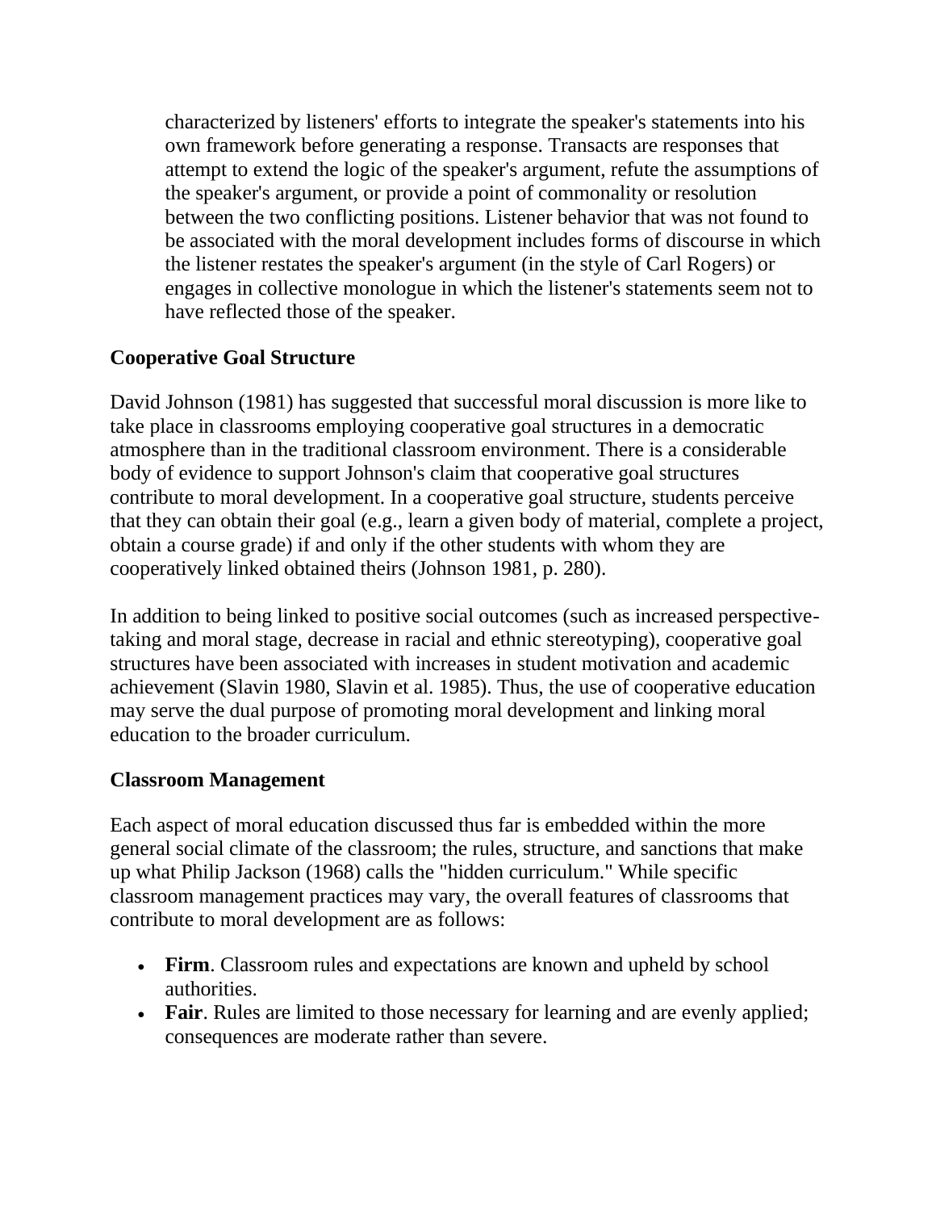characterized by listeners' efforts to integrate the speaker's statements into his own framework before generating a response. Transacts are responses that attempt to extend the logic of the speaker's argument, refute the assumptions of the speaker's argument, or provide a point of commonality or resolution between the two conflicting positions. Listener behavior that was not found to be associated with the moral development includes forms of discourse in which the listener restates the speaker's argument (in the style of Carl Rogers) or engages in collective monologue in which the listener's statements seem not to have reflected those of the speaker.

**Cooperative Goal Structure**

David Johnson (1981) has suggested that successful moral discussion is more like to take place in classrooms employing cooperative goal structures in a democratic atmosphere than in the traditional classroom environment. There is a considerable body of evidence to support Johnson's claim that cooperative goal structures contribute to moral development. In a cooperative goal structure, students perceive that they can obtain their goal (e.g., learn a given body of material, complete a project, obtain a course grade) if and only if the other students with whom they are cooperatively linked obtained theirs (Johnson 1981, p. 280).

In addition to being linked to positive social outcomes (such as increased perspective-taking and moral stage, decrease in racial and ethnic stereotyping), cooperative goal structures have been associated with increases in student motivation and academic achievement (Slavin 1980, Slavin et al. 1985). Thus, the use of cooperative education may serve the dual purpose of promoting moral development and linking moral education to the broader curriculum.

**Classroom Management**

Each aspect of moral education discussed thus far is embedded within the more general social climate of the classroom; the rules, structure, and sanctions that make up what Philip Jackson (1968) calls the "hidden curriculum." While specific classroom management practices may vary, the overall features of classrooms that contribute to moral development are as follows:

- **Firm**. Classroom rules and expectations are known and upheld by school authorities.
- **Fair**. Rules are limited to those necessary for learning and are evenly applied; consequences are moderate rather than severe.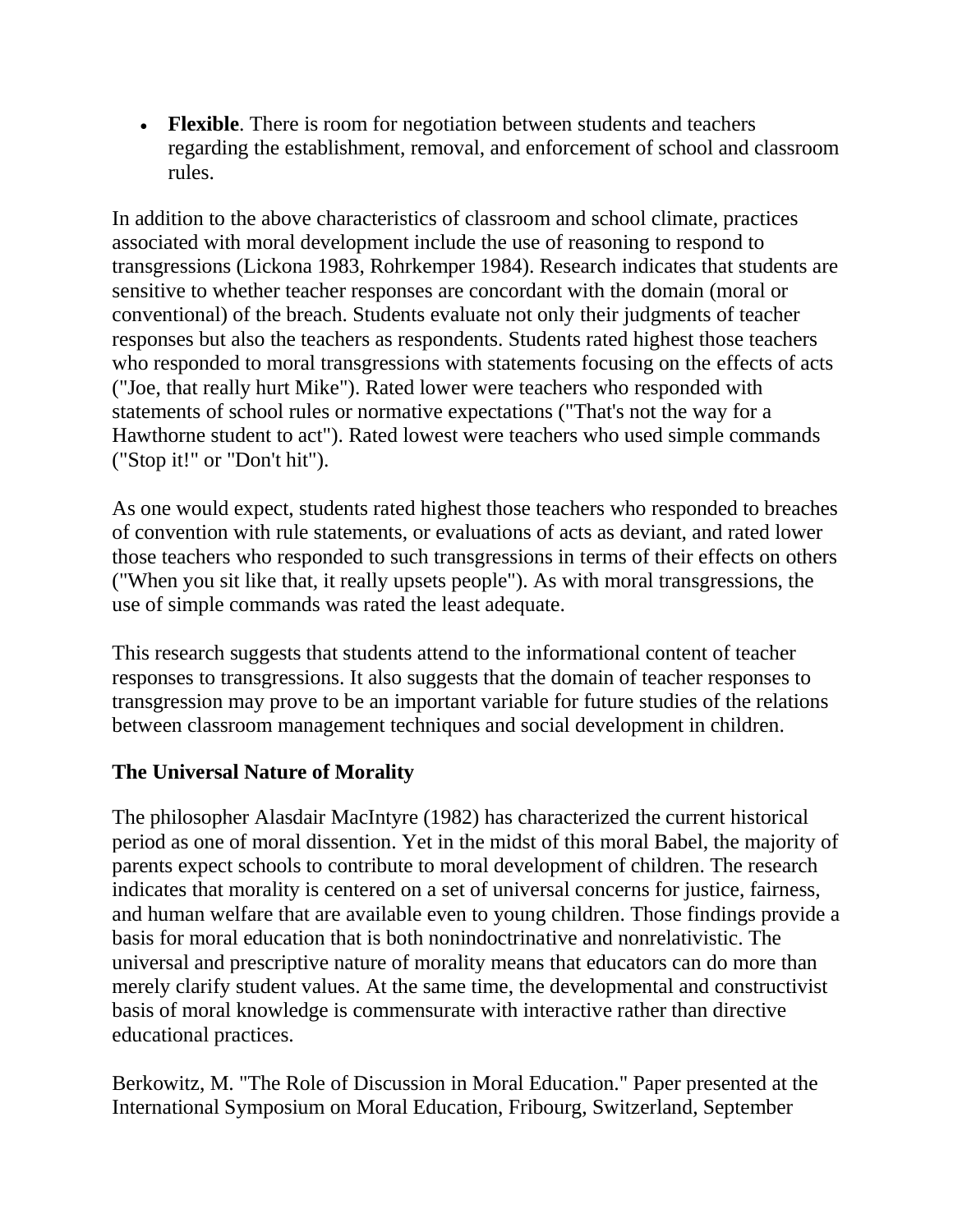- **Flexible**. There is room for negotiation between students and teachers regarding the establishment, removal, and enforcement of school and classroom rules.

In addition to the above characteristics of classroom and school climate, practices associated with moral development include the use of reasoning to respond to transgressions (Lickona 1983, Rohrkemper 1984). Research indicates that students are sensitive to whether teacher responses are concordant with the domain (moral or conventional) of the breach. Students evaluate not only their judgments of teacher responses but also the teachers as respondents. Students rated highest those teachers who responded to moral transgressions with statements focusing on the effects of acts ("Joe, that really hurt Mike"). Rated lower were teachers who responded with statements of school rules or normative expectations ("That's not the way for a Hawthorne student to act"). Rated lowest were teachers who used simple commands ("Stop it!" or "Don't hit").

As one would expect, students rated highest those teachers who responded to breaches of convention with rule statements, or evaluations of acts as deviant, and rated lower those teachers who responded to such transgressions in terms of their effects on others ("When you sit like that, it really upsets people"). As with moral transgressions, the use of simple commands was rated the least adequate.

This research suggests that students attend to the informational content of teacher responses to transgressions. It also suggests that the domain of teacher responses to transgression may prove to be an important variable for future studies of the relations between classroom management techniques and social development in children.

## The Universal Nature of Morality

The philosopher Alasdair MacIntyre (1982) has characterized the current historical period as one of moral dissention. Yet in the midst of this moral Babel, the majority of parents expect schools to contribute to moral development of children. The research indicates that morality is centered on a set of universal concerns for justice, fairness, and human welfare that are available even to young children. Those findings provide a basis for moral education that is both nonindoctrinative and nonrelativistic. The universal and prescriptive nature of morality means that educators can do more than merely clarify student values. At the same time, the developmental and constructivist basis of moral knowledge is commensurate with interactive rather than directive educational practices.

Berkowitz, M. "The Role of Discussion in Moral Education." Paper presented at the International Symposium on Moral Education, Fribourg, Switzerland, September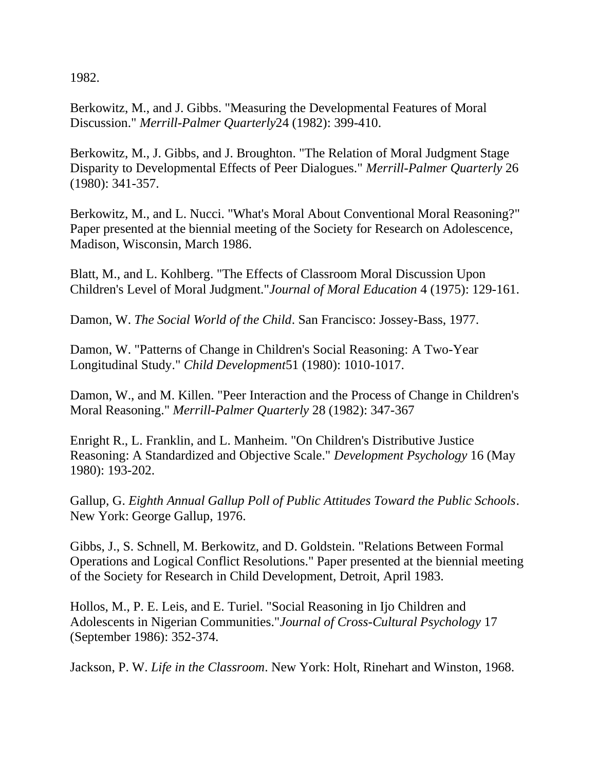1982.

Berkowitz, M., and J. Gibbs. "Measuring the Developmental Features of Moral Discussion." *Merrill-Palmer Quarterly*24 (1982): 399-410.

Berkowitz, M., J. Gibbs, and J. Broughton. "The Relation of Moral Judgment Stage Disparity to Developmental Effects of Peer Dialogues." *Merrill-Palmer Quarterly* 26 (1980): 341-357.

Berkowitz, M., and L. Nucci. "What's Moral About Conventional Moral Reasoning?" Paper presented at the biennial meeting of the Society for Research on Adolescence, Madison, Wisconsin, March 1986.

Blatt, M., and L. Kohlberg. "The Effects of Classroom Moral Discussion Upon Children's Level of Moral Judgment."*Journal of Moral Education* 4 (1975): 129-161.

Damon, W. *The Social World of the Child*. San Francisco: Jossey-Bass, 1977.

Damon, W. "Patterns of Change in Children's Social Reasoning: A Two-Year Longitudinal Study." *Child Development*51 (1980): 1010-1017.

Damon, W., and M. Killen. "Peer Interaction and the Process of Change in Children's Moral Reasoning." *Merrill-Palmer Quarterly* 28 (1982): 347-367

Enright R., L. Franklin, and L. Manheim. "On Children's Distributive Justice Reasoning: A Standardized and Objective Scale." *Development Psychology* 16 (May 1980): 193-202.

Gallup, G. *Eighth Annual Gallup Poll of Public Attitudes Toward the Public Schools*. New York: George Gallup, 1976.

Gibbs, J., S. Schnell, M. Berkowitz, and D. Goldstein. "Relations Between Formal Operations and Logical Conflict Resolutions." Paper presented at the biennial meeting of the Society for Research in Child Development, Detroit, April 1983.

Hollos, M., P. E. Leis, and E. Turiel. "Social Reasoning in Ijo Children and Adolescents in Nigerian Communities."*Journal of Cross-Cultural Psychology* 17 (September 1986): 352-374.

Jackson, P. W. *Life in the Classroom*. New York: Holt, Rinehart and Winston, 1968.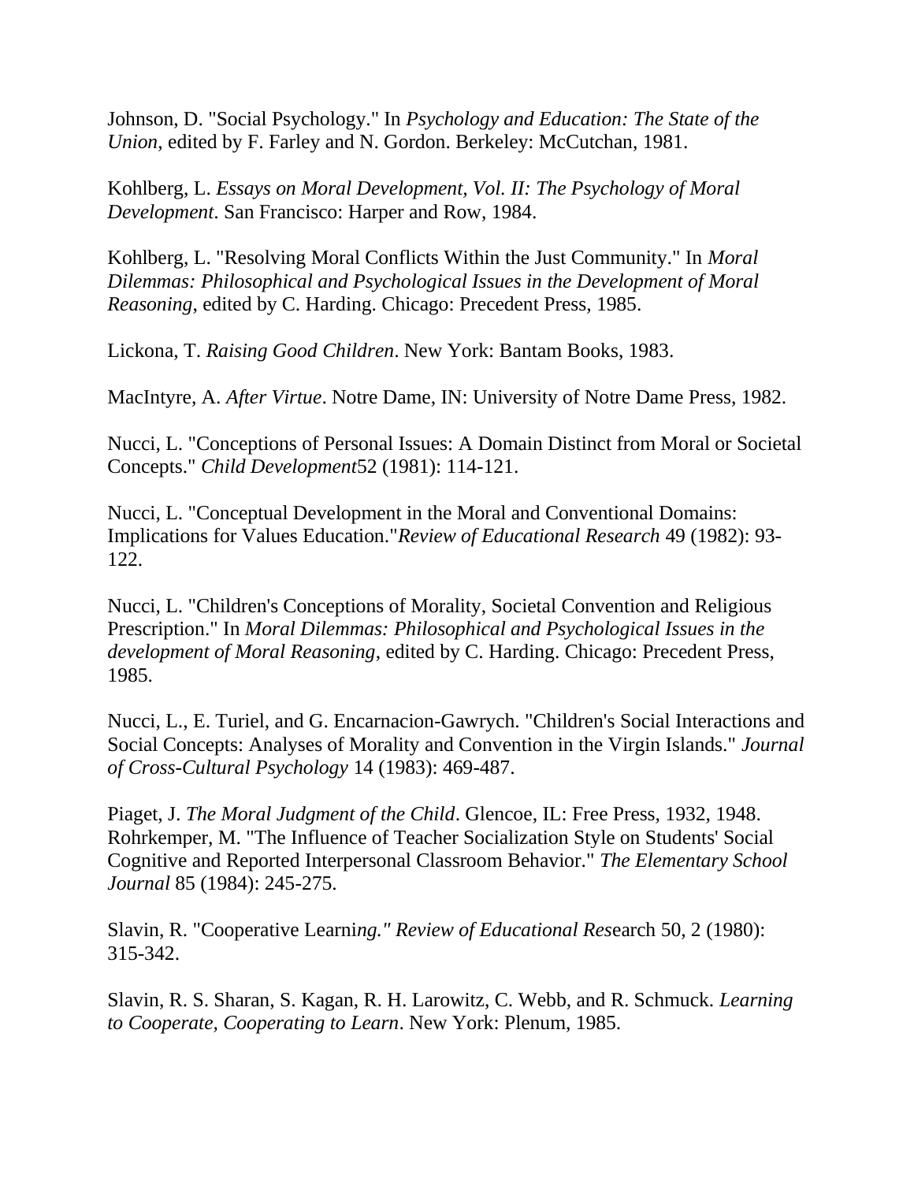Johnson, D. "Social Psychology." In *Psychology and Education: The State of the Union*, edited by F. Farley and N. Gordon. Berkeley: McCutchan, 1981.

Kohlberg, L. *Essays on Moral Development, Vol. II: The Psychology of Moral Development*. San Francisco: Harper and Row, 1984.

Kohlberg, L. "Resolving Moral Conflicts Within the Just Community." In *Moral Dilemmas: Philosophical and Psychological Issues in the Development of Moral Reasoning*, edited by C. Harding. Chicago: Precedent Press, 1985.

Lickona, T. *Raising Good Children*. New York: Bantam Books, 1983.

MacIntyre, A. *After Virtue*. Notre Dame, IN: University of Notre Dame Press, 1982.

Nucci, L. "Conceptions of Personal Issues: A Domain Distinct from Moral or Societal Concepts." *Child Development*52 (1981): 114-121.

Nucci, L. "Conceptual Development in the Moral and Conventional Domains: Implications for Values Education."*Review of Educational Research* 49 (1982): 93-122.

Nucci, L. "Children's Conceptions of Morality, Societal Convention and Religious Prescription." In *Moral Dilemmas: Philosophical and Psychological Issues in the development of Moral Reasoning*, edited by C. Harding. Chicago: Precedent Press, 1985.

Nucci, L., E. Turiel, and G. Encarnacion-Gawrych. "Children's Social Interactions and Social Concepts: Analyses of Morality and Convention in the Virgin Islands." *Journal of Cross-Cultural Psychology* 14 (1983): 469-487.

Piaget, J. *The Moral Judgment of the Child*. Glencoe, IL: Free Press, 1932, 1948. Rohrkemper, M. "The Influence of Teacher Socialization Style on Students' Social Cognitive and Reported Interpersonal Classroom Behavior." *The Elementary School Journal* 85 (1984): 245-275.

Slavin, R. "Cooperative Learni*ng." Review of Educational Res*earch 50, 2 (1980): 315-342.

Slavin, R. S. Sharan, S. Kagan, R. H. Larowitz, C. Webb, and R. Schmuck. *Learning to Cooperate, Cooperating to Learn*. New York: Plenum, 1985.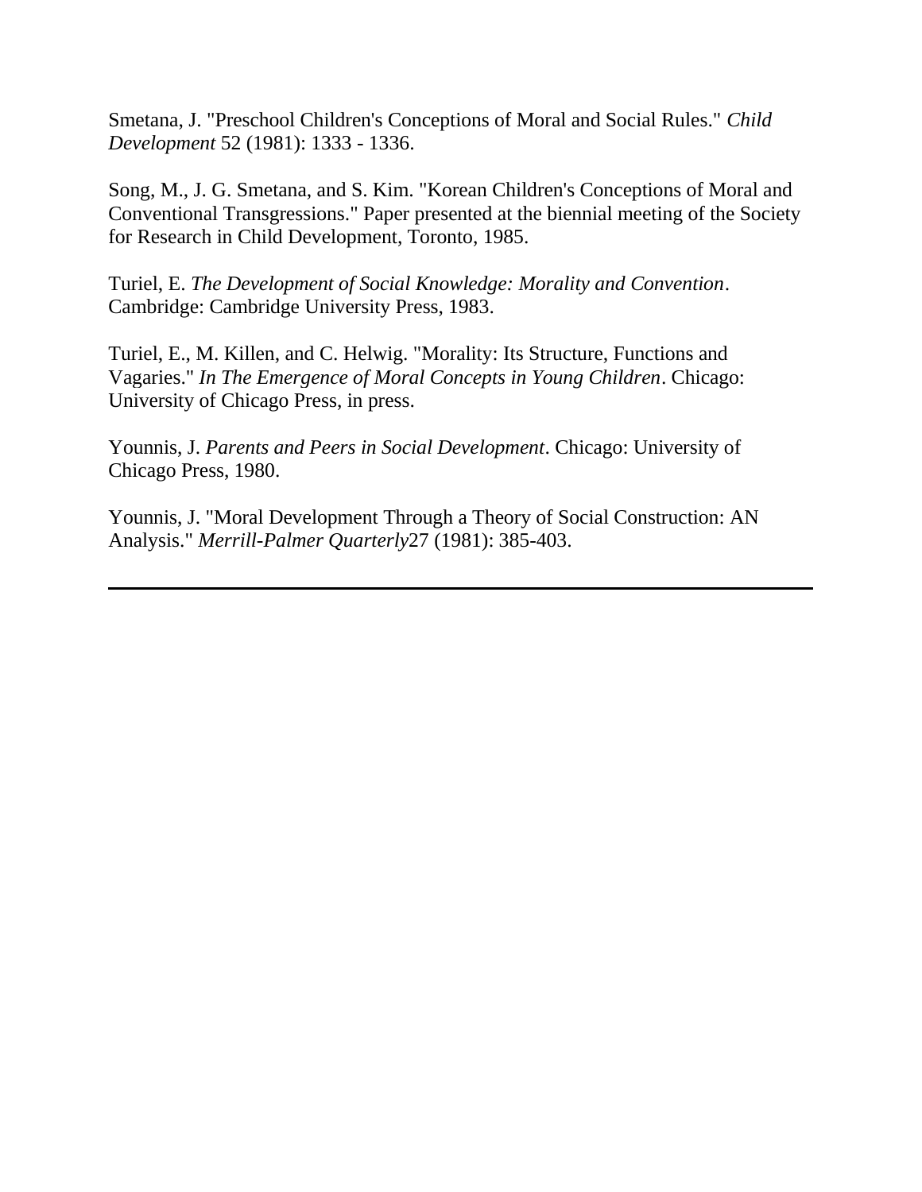Smetana, J. "Preschool Children's Conceptions of Moral and Social Rules." *Child Development* 52 (1981): 1333 - 1336.

Song, M., J. G. Smetana, and S. Kim. "Korean Children's Conceptions of Moral and Conventional Transgressions." Paper presented at the biennial meeting of the Society for Research in Child Development, Toronto, 1985.

Turiel, E. *The Development of Social Knowledge: Morality and Convention*. Cambridge: Cambridge University Press, 1983.

Turiel, E., M. Killen, and C. Helwig. "Morality: Its Structure, Functions and Vagaries." *In The Emergence of Moral Concepts in Young Children*. Chicago: University of Chicago Press, in press.

Younnis, J. *Parents and Peers in Social Development*. Chicago: University of Chicago Press, 1980.

Younnis, J. "Moral Development Through a Theory of Social Construction: AN Analysis." *Merrill-Palmer Quarterly*27 (1981): 385-403.

---